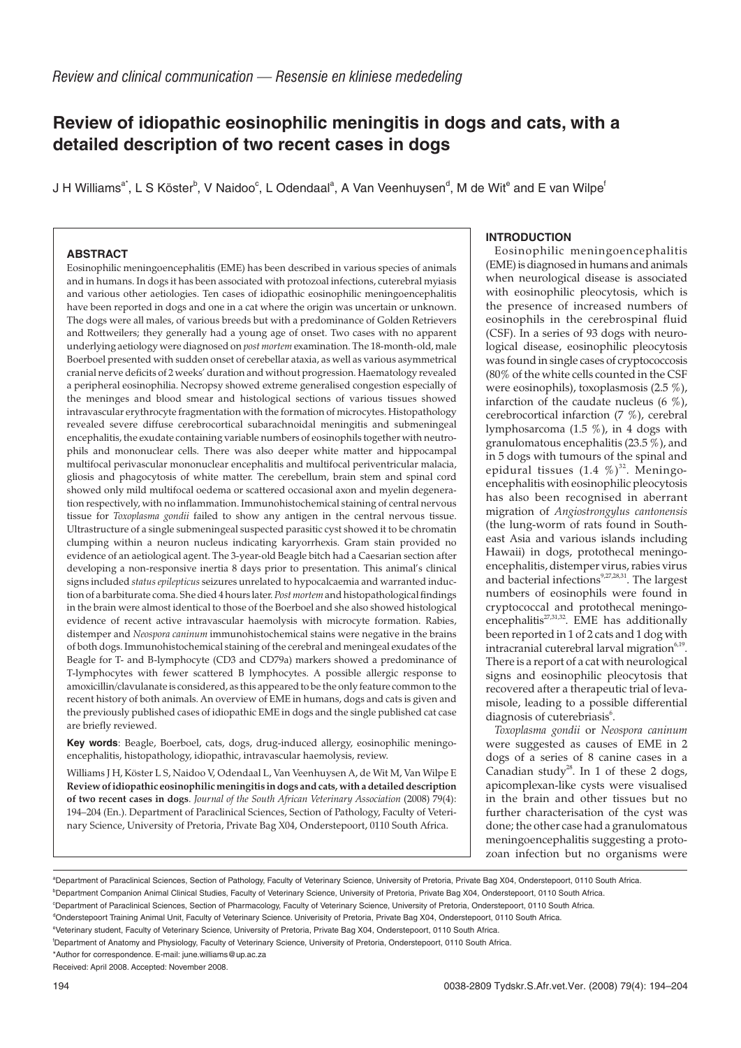*Review and clinical communication — Resensie en kliniese mededeling*

# Review of idiopathic eosinophilic meningitis in dogs and cats, with a detailed description of two recent cases in dogs

J H Williams[a*], L S Köster[b], V Naidoo[c], L Odendaal[a], A Van Veenhuysen[d], M de Wit[e] and E van Wilpe[f]

## ABSTRACT

Eosinophilic meningoencephalitis (EME) has been described in various species of animals and in humans. In dogs it has been associated with protozoal infections, cuterebral myiasis and various other aetiologies. Ten cases of idiopathic eosinophilic meningoencephalitis have been reported in dogs and one in a cat where the origin was uncertain or unknown. The dogs were all males, of various breeds but with a predominance of Golden Retrievers and Rottweilers; they generally had a young age of onset. Two cases with no apparent underlying aetiology were diagnosed on *post mortem* examination. The 18-month-old, male Boerboel presented with sudden onset of cerebellar ataxia, as well as various asymmetrical cranial nerve deficits of 2 weeks' duration and without progression. Haematology revealed a peripheral eosinophilia. Necropsy showed extreme generalised congestion especially of the meninges and blood smear and histological sections of various tissues showed intravascular erythrocyte fragmentation with the formation of microcytes. Histopathology revealed severe diffuse cerebrocortical subarachnoidal meningitis and submeningeal encephalitis, the exudate containing variable numbers of eosinophils together with neutrophils and mononuclear cells. There was also deeper white matter and hippocampal multifocal perivascular mononuclear encephalitis and multifocal periventricular malacia, gliosis and phagocytosis of white matter. The cerebellum, brain stem and spinal cord showed only mild multifocal oedema or scattered occasional axon and myelin degeneration respectively, with no inflammation. Immunohistochemical staining of central nervous tissue for *Toxoplasma gondii* failed to show any antigen in the central nervous tissue. Ultrastructure of a single submeningeal suspected parasitic cyst showed it to be chromatin clumping within a neuron nucleus indicating karyorrhexis. Gram stain provided no evidence of an aetiological agent. The 3-year-old Beagle bitch had a Caesarian section after developing a non-responsive inertia 8 days prior to presentation. This animal's clinical signs included *status epilepticus* seizures unrelated to hypocalcaemia and warranted induction of a barbiturate coma. She died 4 hours later. *Post mortem* and histopathological findings in the brain were almost identical to those of the Boerboel and she also showed histological evidence of recent active intravascular haemolysis with microcyte formation. Rabies, distemper and *Neospora caninum* immunohistochemical stains were negative in the brains of both dogs. Immunohistochemical staining of the cerebral and meningeal exudates of the Beagle for T- and B-lymphocyte (CD3 and CD79a) markers showed a predominance of T-lymphocytes with fewer scattered B lymphocytes. A possible allergic response to amoxicillin/clavulanate is considered, as this appeared to be the only feature common to the recent history of both animals. An overview of EME in humans, dogs and cats is given and the previously published cases of idiopathic EME in dogs and the single published cat case are briefly reviewed.

**Key words**: Beagle, Boerboel, cats, dogs, drug-induced allergy, eosinophilic meningoencephalitis, histopathology, idiopathic, intravascular haemolysis, review.

Williams J H, Köster L S, Naidoo V, Odendaal L, Van Veenhuysen A, de Wit M, Van Wilpe E **Review of idiopathic eosinophilic meningitis in dogs and cats, with a detailed description of two recent cases in dogs**. *Journal of the South African Veterinary Association* (2008) 79(4): 194–204 (En.). Department of Paraclinical Sciences, Section of Pathology, Faculty of Veterinary Science, University of Pretoria, Private Bag X04, Onderstepoort, 0110 South Africa.

## INTRODUCTION

Eosinophilic meningoencephalitis (EME) is diagnosed in humans and animals when neurological disease is associated with eosinophilic pleocytosis, which is the presence of increased numbers of eosinophils in the cerebrospinal fluid (CSF). In a series of 93 dogs with neurological disease, eosinophilic pleocytosis was found in single cases of cryptococcosis (80% of the white cells counted in the CSF were eosinophils), toxoplasmosis (2.5 %), infarction of the caudate nucleus (6 %), cerebrocortical infarction (7 %), cerebral lymphosarcoma (1.5 %), in 4 dogs with granulomatous encephalitis (23.5 %), and in 5 dogs with tumours of the spinal and epidural tissues (1.4 %)[32]. Meningoencephalitis with eosinophilic pleocytosis has also been recognised in aberrant migration of *Angiostrongylus cantonensis* (the lung-worm of rats found in South-east Asia and various islands including Hawaii) in dogs, protothecal meningoencephalitis, distemper virus, rabies virus and bacterial infections[9,27,28,31]. The largest numbers of eosinophils were found in cryptococcal and protothecal meningoencephalitis[27,31,32]. EME has additionally been reported in 1 of 2 cats and 1 dog with intracranial cuterebral larval migration[6,19]. There is a report of a cat with neurological signs and eosinophilic pleocytosis that recovered after a therapeutic trial of levamisole, leading to a possible differential diagnosis of cuterebriasis[6].

*Toxoplasma gondii* or *Neospora caninum* were suggested as causes of EME in 2 dogs of a series of 8 canine cases in a Canadian study[28]. In 1 of these 2 dogs, apicomplexan-like cysts were visualised in the brain and other tissues but no further characterisation of the cyst was done; the other case had a granulomatous meningoencephalitis suggesting a protozoan infection but no organisms were

[a]Department of Paraclinical Sciences, Section of Pathology, Faculty of Veterinary Science, University of Pretoria, Private Bag X04, Onderstepoort, 0110 South Africa.
[b]Department Companion Animal Clinical Studies, Faculty of Veterinary Science, University of Pretoria, Private Bag X04, Onderstepoort, 0110 South Africa.
[c]Department of Paraclinical Sciences, Section of Pharmacology, Faculty of Veterinary Science, University of Pretoria, Onderstepoort, 0110 South Africa.
[d]Onderstepoort Training Animal Unit, Faculty of Veterinary Science. Univerisity of Pretoria, Private Bag X04, Onderstepoort, 0110 South Africa.
[e]Veterinary student, Faculty of Veterinary Science, University of Pretoria, Private Bag X04, Onderstepoort, 0110 South Africa.
[f]Department of Anatomy and Physiology, Faculty of Veterinary Science, University of Pretoria, Onderstepoort, 0110 South Africa.
*Author for correspondence. E-mail: june.williams@up.ac.za
Received: April 2008. Accepted: November 2008.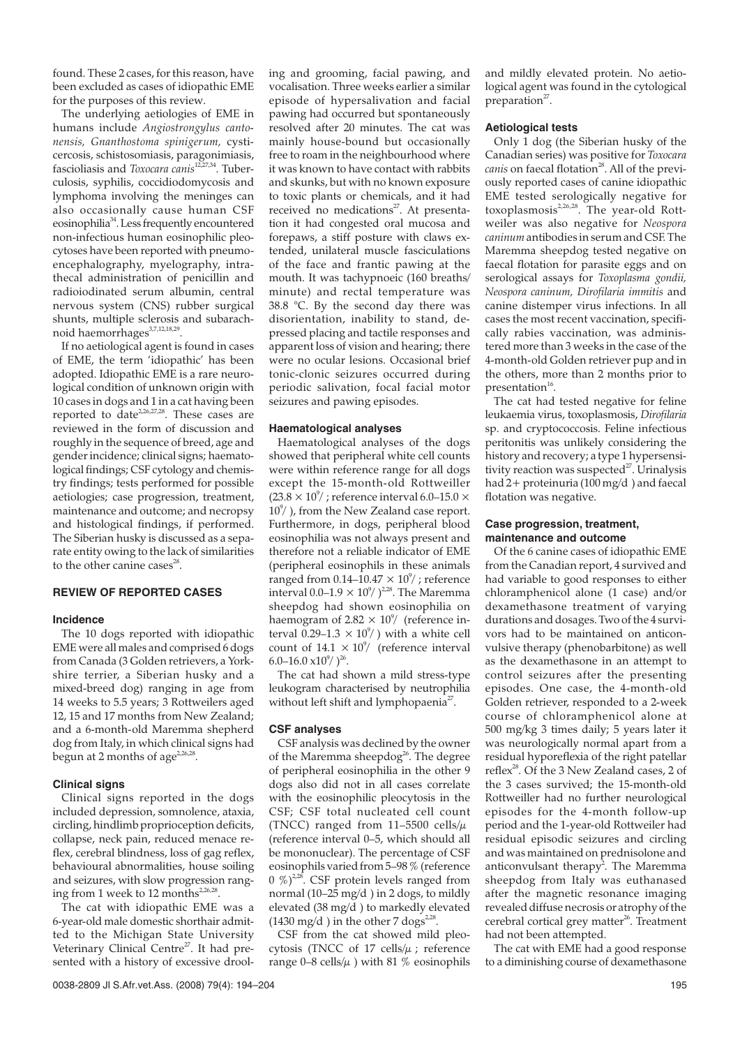found. These 2 cases, for this reason, have been excluded as cases of idiopathic EME for the purposes of this review.

The underlying aetiologies of EME in humans include *Angiostrongylus cantonensis, Gnanthostoma spinigerum,* cysticercosis, schistosomiasis, paragonimiasis, fascioliasis and *Toxocara canis*[12,27,34]. Tuberculosis, syphilis, coccidiodomycosis and lymphoma involving the meninges can also occasionally cause human CSF eosinophilia[34]. Less frequently encountered non-infectious human eosinophilic pleocytoses have been reported with pneumoencephalography, myelography, intrathecal administration of penicillin and radioiodinated serum albumin, central nervous system (CNS) rubber surgical shunts, multiple sclerosis and subarachnoid haemorrhages[3,7,12,18,29].

If no aetiological agent is found in cases of EME, the term 'idiopathic' has been adopted. Idiopathic EME is a rare neurological condition of unknown origin with 10 cases in dogs and 1 in a cat having been reported to date[2,26,27,28]. These cases are reviewed in the form of discussion and roughly in the sequence of breed, age and gender incidence; clinical signs; haematological findings; CSF cytology and chemistry findings; tests performed for possible aetiologies; case progression, treatment, maintenance and outcome; and necropsy and histological findings, if performed. The Siberian husky is discussed as a separate entity owing to the lack of similarities to the other canine cases[28].

## REVIEW OF REPORTED CASES

### Incidence

The 10 dogs reported with idiopathic EME were all males and comprised 6 dogs from Canada (3 Golden retrievers, a Yorkshire terrier, a Siberian husky and a mixed-breed dog) ranging in age from 14 weeks to 5.5 years; 3 Rottweilers aged 12, 15 and 17 months from New Zealand; and a 6-month-old Maremma shepherd dog from Italy, in which clinical signs had begun at 2 months of age[2,26,28].

### Clinical signs

Clinical signs reported in the dogs included depression, somnolence, ataxia, circling, hindlimb proprioception deficits, collapse, neck pain, reduced menace reflex, cerebral blindness, loss of gag reflex, behavioural abnormalities, house soiling and seizures, with slow progression ranging from 1 week to 12 months[2,26,28].

The cat with idiopathic EME was a 6-year-old male domestic shorthair admitted to the Michigan State University Veterinary Clinical Centre[27]. It had presented with a history of excessive drooling and grooming, facial pawing, and vocalisation. Three weeks earlier a similar episode of hypersalivation and facial pawing had occurred but spontaneously resolved after 20 minutes. The cat was mainly house-bound but occasionally free to roam in the neighbourhood where it was known to have contact with rabbits and skunks, but with no known exposure to toxic plants or chemicals, and it had received no medications[27]. At presentation it had congested oral mucosa and forepaws, a stiff posture with claws extended, unilateral muscle fasciculations of the face and frantic pawing at the mouth. It was tachypnoeic (160 breaths/minute) and rectal temperature was 38.8 °C. By the second day there was disorientation, inability to stand, depressed placing and tactile responses and apparent loss of vision and hearing; there were no ocular lesions. Occasional brief tonic-clonic seizures occurred during periodic salivation, focal facial motor seizures and pawing episodes.

### Haematological analyses

Haematological analyses of the dogs showed that peripheral white cell counts were within reference range for all dogs except the 15-month-old Rottweiller ($23.8 \times 10^9/$; reference interval 6.0–15.0 $\times 10^9/$), from the New Zealand case report. Furthermore, in dogs, peripheral blood eosinophilia was not always present and therefore not a reliable indicator of EME (peripheral eosinophils in these animals ranged from 0.14–10.47 $\times 10^9/$; reference interval 0.0–1.9 $\times 10^9/$)[2,28]. The Maremma sheepdog had shown eosinophilia on haemogram of $2.82 \times 10^9/$ (reference interval 0.29–1.3 $\times 10^9/$) with a white cell count of $14.1 \times 10^9/$ (reference interval 6.0–16.0 $\times 10^9/$)[26].

The cat had shown a mild stress-type leukogram characterised by neutrophilia without left shift and lymphopaenia[27].

### CSF analyses

CSF analysis was declined by the owner of the Maremma sheepdog[26]. The degree of peripheral eosinophilia in the other 9 dogs also did not in all cases correlate with the eosinophilic pleocytosis in the CSF; CSF total nucleated cell count (TNCC) ranged from 11–5500 cells/$\mu$ (reference interval 0–5, which should all be mononuclear). The percentage of CSF eosinophils varied from 5–98 % (reference 0 %)[2,28]. CSF protein levels ranged from normal (10–25 mg/d ) in 2 dogs, to mildly elevated (38 mg/d ) to markedly elevated (1430 mg/d ) in the other 7 dogs[2,28].

CSF from the cat showed mild pleocytosis (TNCC of 17 cells/$\mu$; reference range 0–8 cells/$\mu$) with 81 % eosinophils and mildly elevated protein. No aetiological agent was found in the cytological preparation[27].

### Aetiological tests

Only 1 dog (the Siberian husky of the Canadian series) was positive for *Toxocara canis* on faecal flotation[28]. All of the previously reported cases of canine idiopathic EME tested serologically negative for toxoplasmosis[2,26,28]. The year-old Rottweiler was also negative for *Neospora caninum* antibodies in serum and CSF. The Maremma sheepdog tested negative on faecal flotation for parasite eggs and on serological assays for *Toxoplasma gondii, Neospora caninum, Dirofilaria immitis* and canine distemper virus infections. In all cases the most recent vaccination, specifically rabies vaccination, was administered more than 3 weeks in the case of the 4-month-old Golden retriever pup and in the others, more than 2 months prior to presentation[16].

The cat had tested negative for feline leukaemia virus, toxoplasmosis, *Dirofilaria* sp. and cryptococcosis. Feline infectious peritonitis was unlikely considering the history and recovery; a type 1 hypersensitivity reaction was suspected[27]. Urinalysis had 2+ proteinuria (100 mg/d ) and faecal flotation was negative.

### Case progression, treatment, maintenance and outcome

Of the 6 canine cases of idiopathic EME from the Canadian report, 4 survived and had variable to good responses to either chloramphenicol alone (1 case) and/or dexamethasone treatment of varying durations and dosages. Two of the 4 survivors had to be maintained on anticonvulsive therapy (phenobarbitone) as well as the dexamethasone in an attempt to control seizures after the presenting episodes. One case, the 4-month-old Golden retriever, responded to a 2-week course of chloramphenicol alone at 500 mg/kg 3 times daily; 5 years later it was neurologically normal apart from a residual hyporeflexia of the right patellar reflex[28]. Of the 3 New Zealand cases, 2 of the 3 cases survived; the 15-month-old Rottweiller had no further neurological episodes for the 4-month follow-up period and the 1-year-old Rottweiler had residual episodic seizures and circling and was maintained on prednisolone and anticonvulsant therapy[2]. The Maremma sheepdog from Italy was euthanased after the magnetic resonance imaging revealed diffuse necrosis or atrophy of the cerebral cortical grey matter[26]. Treatment had not been attempted.

The cat with EME had a good response to a diminishing course of dexamethasone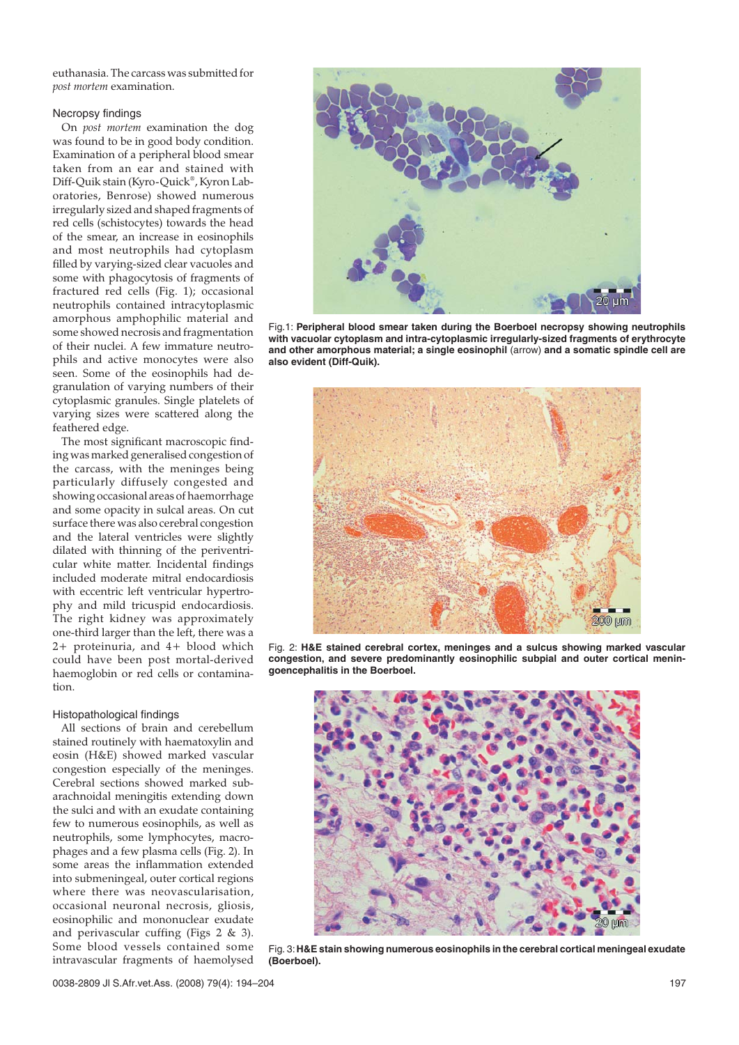euthanasia. The carcass was submitted for *post mortem* examination.

### Necropsy findings

On *post mortem* examination the dog was found to be in good body condition. Examination of a peripheral blood smear taken from an ear and stained with Diff-Quik stain (Kyro-Quick®, Kyron Laboratories, Benrose) showed numerous irregularly sized and shaped fragments of red cells (schistocytes) towards the head of the smear, an increase in eosinophils and most neutrophils had cytoplasm filled by varying-sized clear vacuoles and some with phagocytosis of fragments of fractured red cells (Fig. 1); occasional neutrophils contained intracytoplasmic amorphous amphophilic material and some showed necrosis and fragmentation of their nuclei. A few immature neutrophils and active monocytes were also seen. Some of the eosinophils had degranulation of varying numbers of their cytoplasmic granules. Single platelets of varying sizes were scattered along the feathered edge.

The most significant macroscopic finding was marked generalised congestion of the carcass, with the meninges being particularly diffusely congested and showing occasional areas of haemorrhage and some opacity in sulcal areas. On cut surface there was also cerebral congestion and the lateral ventricles were slightly dilated with thinning of the periventricular white matter. Incidental findings included moderate mitral endocardiosis with eccentric left ventricular hypertrophy and mild tricuspid endocardiosis. The right kidney was approximately one-third larger than the left, there was a 2+ proteinuria, and 4+ blood which could have been post mortal-derived haemoglobin or red cells or contamination.

### Histopathological findings

All sections of brain and cerebellum stained routinely with haematoxylin and eosin (H&E) showed marked vascular congestion especially of the meninges. Cerebral sections showed marked subarachnoidal meningitis extending down the sulci and with an exudate containing few to numerous eosinophils, as well as neutrophils, some lymphocytes, macrophages and a few plasma cells (Fig. 2). In some areas the inflammation extended into submeningeal, outer cortical regions where there was neovascularisation, occasional neuronal necrosis, gliosis, eosinophilic and mononuclear exudate and perivascular cuffing (Figs 2 & 3). Some blood vessels contained some intravascular fragments of haemolysed

**Fig.1: Peripheral blood smear taken during the Boerboel necropsy showing neutrophils with vacuolar cytoplasm and intra-cytoplasmic irregularly-sized fragments of erythrocyte and other amorphous material; a single eosinophil** (arrow) **and a somatic spindle cell are also evident (Diff-Quik).**

**Fig. 2: H&E stained cerebral cortex, meninges and a sulcus showing marked vascular congestion, and severe predominantly eosinophilic subpial and outer cortical meningoencephalitis in the Boerboel.**

**Fig. 3: H&E stain showing numerous eosinophils in the cerebral cortical meningeal exudate (Boerboel).**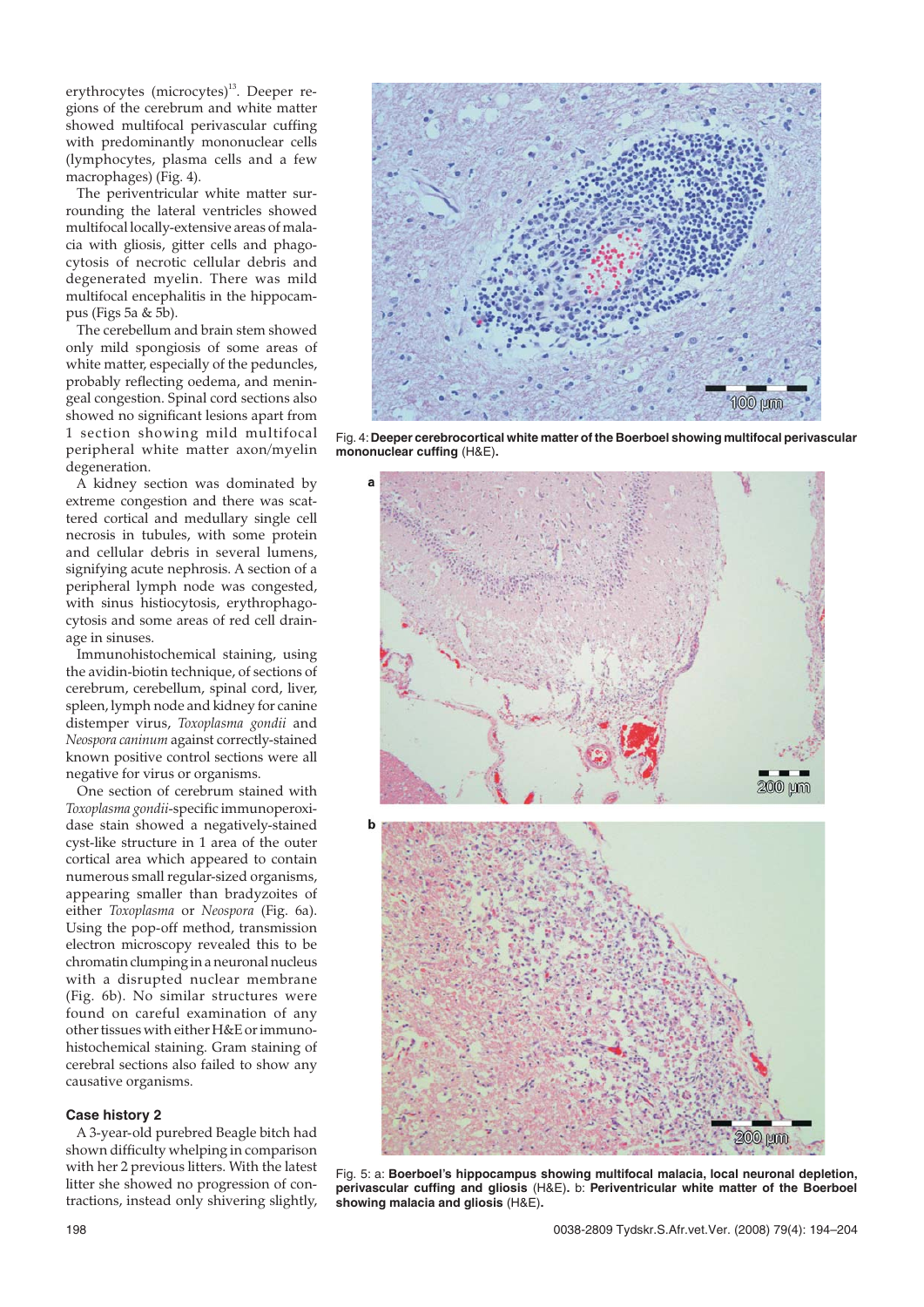erythrocytes (microcytes)[13]. Deeper regions of the cerebrum and white matter showed multifocal perivascular cuffing with predominantly mononuclear cells (lymphocytes, plasma cells and a few macrophages) (Fig. 4).

The periventricular white matter surrounding the lateral ventricles showed multifocal locally-extensive areas of malacia with gliosis, gitter cells and phagocytosis of necrotic cellular debris and degenerated myelin. There was mild multifocal encephalitis in the hippocampus (Figs 5a & 5b).

The cerebellum and brain stem showed only mild spongiosis of some areas of white matter, especially of the peduncles, probably reflecting oedema, and meningeal congestion. Spinal cord sections also showed no significant lesions apart from 1 section showing mild multifocal peripheral white matter axon/myelin degeneration.

A kidney section was dominated by extreme congestion and there was scattered cortical and medullary single cell necrosis in tubules, with some protein and cellular debris in several lumens, signifying acute nephrosis. A section of a peripheral lymph node was congested, with sinus histiocytosis, erythrophagocytosis and some areas of red cell drainage in sinuses.

Immunohistochemical staining, using the avidin-biotin technique, of sections of cerebrum, cerebellum, spinal cord, liver, spleen, lymph node and kidney for canine distemper virus, *Toxoplasma gondii* and *Neospora caninum* against correctly-stained known positive control sections were all negative for virus or organisms.

One section of cerebrum stained with *Toxoplasma gondii*-specific immunoperoxidase stain showed a negatively-stained cyst-like structure in 1 area of the outer cortical area which appeared to contain numerous small regular-sized organisms, appearing smaller than bradyzoites of either *Toxoplasma* or *Neospora* (Fig. 6a). Using the pop-off method, transmission electron microscopy revealed this to be chromatin clumping in a neuronal nucleus with a disrupted nuclear membrane (Fig. 6b). No similar structures were found on careful examination of any other tissues with either H&E or immunohistochemical staining. Gram staining of cerebral sections also failed to show any causative organisms.

### Case history 2

A 3-year-old purebred Beagle bitch had shown difficulty whelping in comparison with her 2 previous litters. With the latest litter she showed no progression of contractions, instead only shivering slightly,

Fig. 4: **Deeper cerebrocortical white matter of the Boerboel showing multifocal perivascular mononuclear cuffing** (H&E).

Fig. 5: a: **Boerboel's hippocampus showing multifocal malacia, local neuronal depletion, perivascular cuffing and gliosis** (H&E). b: **Periventricular white matter of the Boerboel showing malacia and gliosis** (H&E).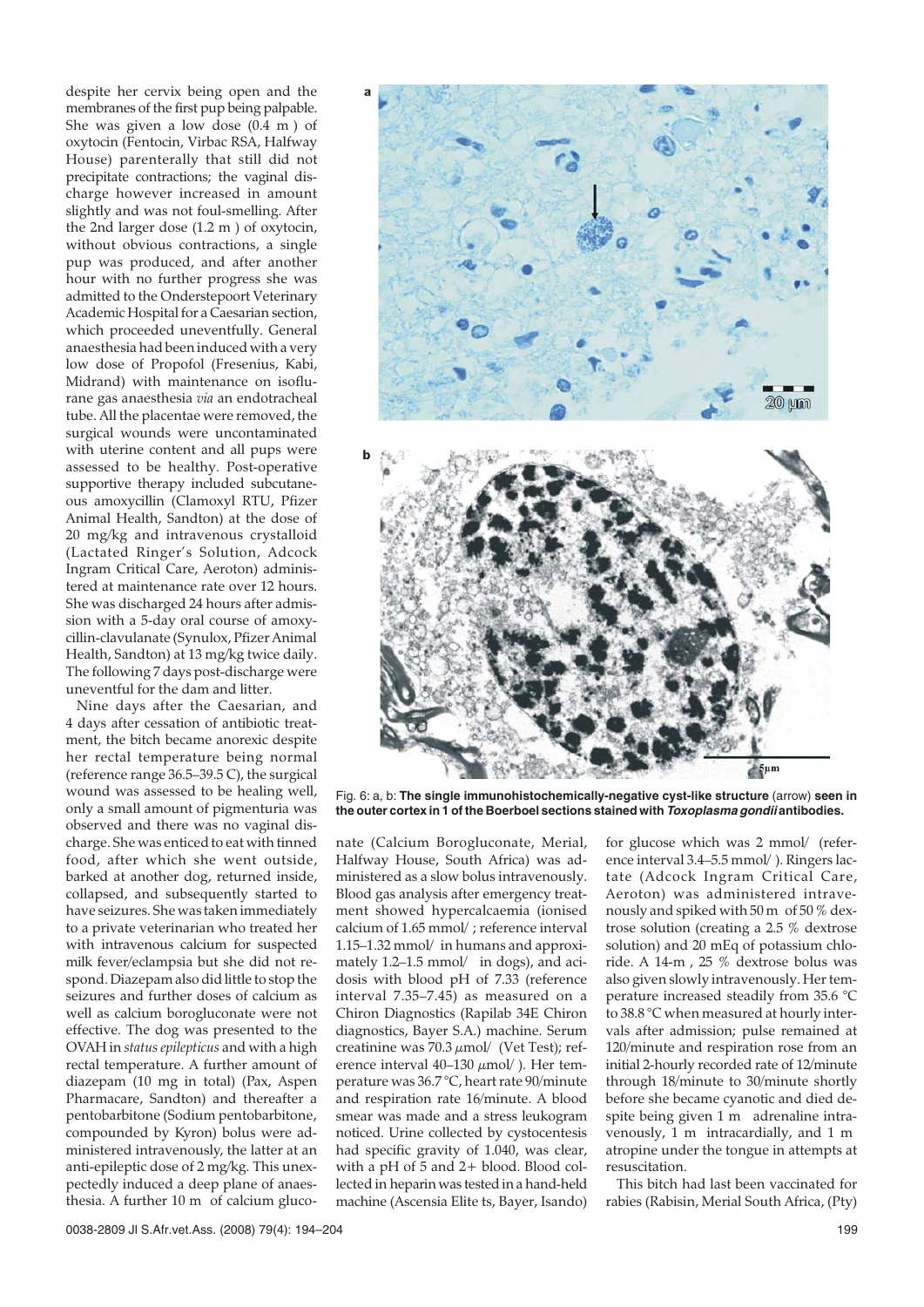despite her cervix being open and the membranes of the first pup being palpable. She was given a low dose (0.4 m ) of oxytocin (Fentocin, Virbac RSA, Halfway House) parenterally that still did not precipitate contractions; the vaginal discharge however increased in amount slightly and was not foul-smelling. After the 2nd larger dose (1.2 m ) of oxytocin, without obvious contractions, a single pup was produced, and after another hour with no further progress she was admitted to the Onderstepoort Veterinary Academic Hospital for a Caesarian section, which proceeded uneventfully. General anaesthesia had been induced with a very low dose of Propofol (Fresenius, Kabi, Midrand) with maintenance on isoflurane gas anaesthesia *via* an endotracheal tube. All the placentae were removed, the surgical wounds were uncontaminated with uterine content and all pups were assessed to be healthy. Post-operative supportive therapy included subcutaneous amoxycillin (Clamoxyl RTU, Pfizer Animal Health, Sandton) at the dose of 20 mg/kg and intravenous crystalloid (Lactated Ringer's Solution, Adcock Ingram Critical Care, Aeroton) administered at maintenance rate over 12 hours. She was discharged 24 hours after admission with a 5-day oral course of amoxycillin-clavulanate (Synulox, Pfizer Animal Health, Sandton) at 13 mg/kg twice daily. The following 7 days post-discharge were uneventful for the dam and litter.

Nine days after the Caesarian, and 4 days after cessation of antibiotic treatment, the bitch became anorexic despite her rectal temperature being normal (reference range 36.5–39.5 C), the surgical wound was assessed to be healing well, only a small amount of pigmenturia was observed and there was no vaginal discharge. She was enticed to eat with tinned food, after which she went outside, barked at another dog, returned inside, collapsed, and subsequently started to have seizures. She was taken immediately to a private veterinarian who treated her with intravenous calcium for suspected milk fever/eclampsia but she did not respond. Diazepam also did little to stop the seizures and further doses of calcium as well as calcium borogluconate were not effective. The dog was presented to the OVAH in *status epilepticus* and with a high rectal temperature. A further amount of diazepam (10 mg in total) (Pax, Aspen Pharmacare, Sandton) and thereafter a pentobarbitone (Sodium pentobarbitone, compounded by Kyron) bolus were administered intravenously, the latter at an anti-epileptic dose of 2 mg/kg. This unexpectedly induced a deep plane of anaesthesia. A further 10 m of calcium gluconate (Calcium Borogluconate, Merial, Halfway House, South Africa) was administered as a slow bolus intravenously. Blood gas analysis after emergency treatment showed hypercalcaemia (ionised calcium of 1.65 mmol/ ; reference interval 1.15–1.32 mmol/ in humans and approximately 1.2–1.5 mmol/ in dogs), and acidosis with blood pH of 7.33 (reference interval 7.35–7.45) as measured on a Chiron Diagnostics (Rapilab 34E Chiron diagnostics, Bayer S.A.) machine. Serum creatinine was 70.3 $\mu$mol/ (Vet Test); reference interval 40–130 $\mu$mol/ ). Her temperature was 36.7 °C, heart rate 90/minute and respiration rate 16/minute. A blood smear was made and a stress leukogram noticed. Urine collected by cystocentesis had specific gravity of 1.040, was clear, with a pH of 5 and 2+ blood. Blood collected in heparin was tested in a hand-held machine (Ascensia Elite ts, Bayer, Isando) for glucose which was 2 mmol/ (reference interval 3.4–5.5 mmol/ ). Ringers lactate (Adcock Ingram Critical Care, Aeroton) was administered intravenously and spiked with 50 m of 50 % dextrose solution (creating a 2.5 % dextrose solution) and 20 mEq of potassium chloride. A 14-m , 25 % dextrose bolus was also given slowly intravenously. Her temperature increased steadily from 35.6 °C to 38.8 °C when measured at hourly intervals after admission; pulse remained at 120/minute and respiration rose from an initial 2-hourly recorded rate of 12/minute through 18/minute to 30/minute shortly before she became cyanotic and died despite being given 1 m adrenaline intravenously, 1 m intracardially, and 1 m atropine under the tongue in attempts at resuscitation.

This bitch had last been vaccinated for rabies (Rabisin, Merial South Africa, (Pty)

Fig. 6: a, b: **The single immunohistochemically-negative cyst-like structure** (arrow) **seen in the outer cortex in 1 of the Boerboel sections stained with *Toxoplasma gondii* antibodies.**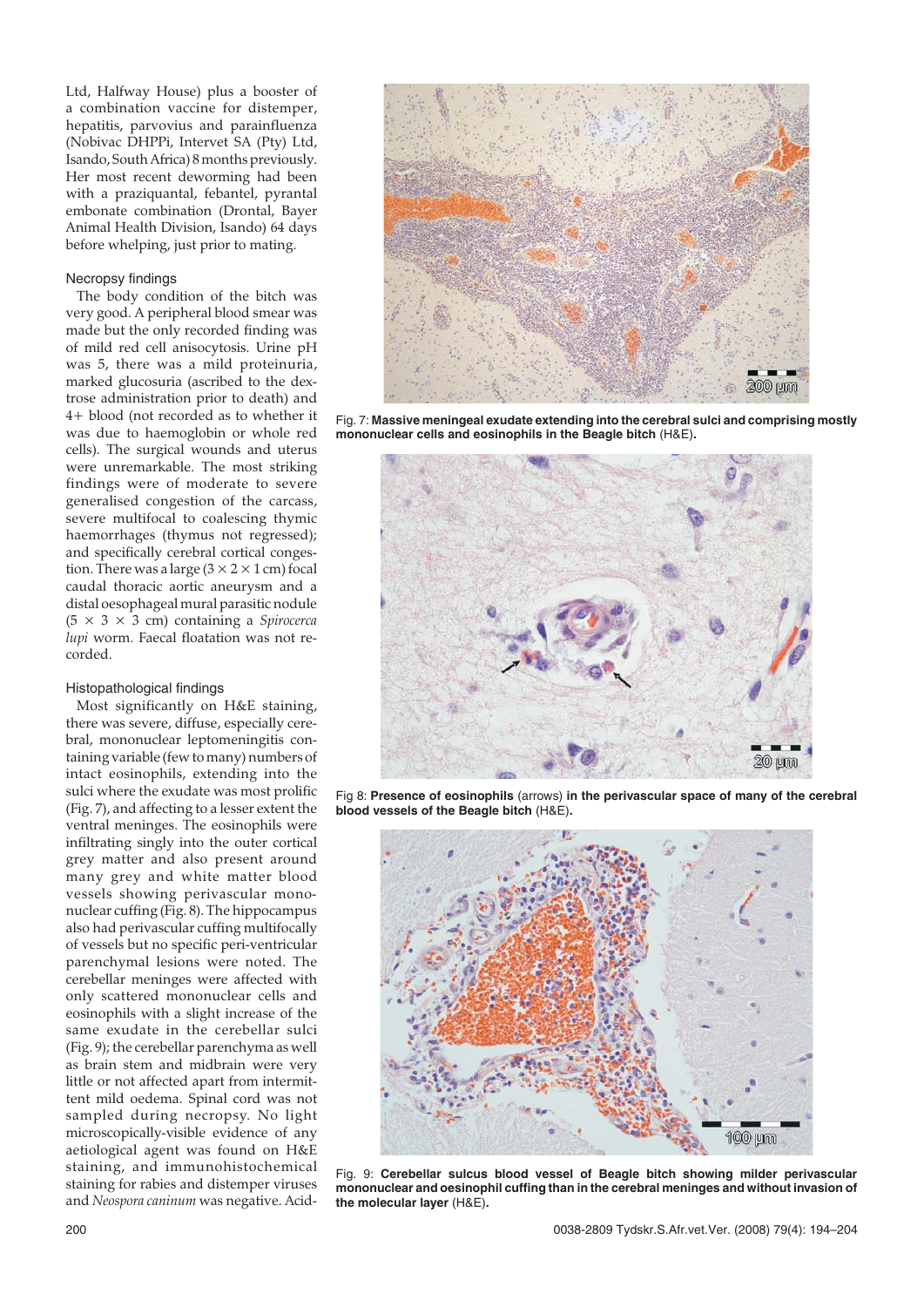Ltd, Halfway House) plus a booster of a combination vaccine for distemper, hepatitis, parvovius and parainfluenza (Nobivac DHPPi, Intervet SA (Pty) Ltd, Isando, South Africa) 8 months previously. Her most recent deworming had been with a praziquantal, febantel, pyrantal embonate combination (Drontal, Bayer Animal Health Division, Isando) 64 days before whelping, just prior to mating.

### Necropsy findings

The body condition of the bitch was very good. A peripheral blood smear was made but the only recorded finding was of mild red cell anisocytosis. Urine pH was 5, there was a mild proteinuria, marked glucosuria (ascribed to the dextrose administration prior to death) and 4+ blood (not recorded as to whether it was due to haemoglobin or whole red cells). The surgical wounds and uterus were unremarkable. The most striking findings were of moderate to severe generalised congestion of the carcass, severe multifocal to coalescing thymic haemorrhages (thymus not regressed); and specifically cerebral cortical congestion. There was a large (3 × 2 × 1 cm) focal caudal thoracic aortic aneurysm and a distal oesophageal mural parasitic nodule (5 × 3 × 3 cm) containing a *Spirocerca lupi* worm. Faecal floatation was not recorded.

### Histopathological findings

Most significantly on H&E staining, there was severe, diffuse, especially cerebral, mononuclear leptomeningitis containing variable (few to many) numbers of intact eosinophils, extending into the sulci where the exudate was most prolific (Fig. 7), and affecting to a lesser extent the ventral meninges. The eosinophils were infiltrating singly into the outer cortical grey matter and also present around many grey and white matter blood vessels showing perivascular mononuclear cuffing (Fig. 8). The hippocampus also had perivascular cuffing multifocally of vessels but no specific peri-ventricular parenchymal lesions were noted. The cerebellar meninges were affected with only scattered mononuclear cells and eosinophils with a slight increase of the same exudate in the cerebellar sulci (Fig. 9); the cerebellar parenchyma as well as brain stem and midbrain were very little or not affected apart from intermittent mild oedema. Spinal cord was not sampled during necropsy. No light microscopically-visible evidence of any aetiological agent was found on H&E staining, and immunohistochemical staining for rabies and distemper viruses and *Neospora caninum* was negative. Acid-

Fig. 7: **Massive meningeal exudate extending into the cerebral sulci and comprising mostly mononuclear cells and eosinophils in the Beagle bitch** (H&E).

Fig 8: **Presence of eosinophils** (arrows) **in the perivascular space of many of the cerebral blood vessels of the Beagle bitch** (H&E).

Fig. 9: **Cerebellar sulcus blood vessel of Beagle bitch showing milder perivascular mononuclear and oesinophil cuffing than in the cerebral meninges and without invasion of the molecular layer** (H&E).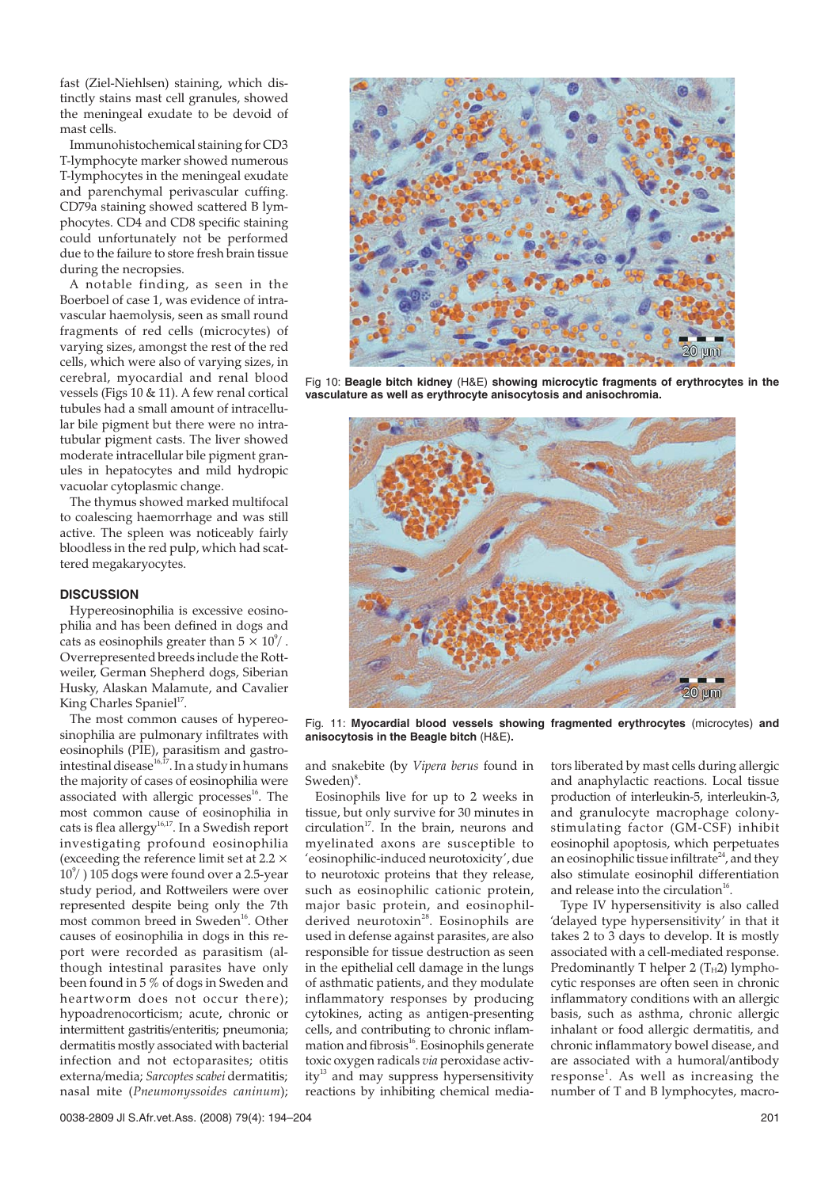fast (Ziel-Niehlsen) staining, which distinctly stains mast cell granules, showed the meningeal exudate to be devoid of mast cells.

Immunohistochemical staining for CD3 T-lymphocyte marker showed numerous T-lymphocytes in the meningeal exudate and parenchymal perivascular cuffing. CD79a staining showed scattered B lymphocytes. CD4 and CD8 specific staining could unfortunately not be performed due to the failure to store fresh brain tissue during the necropsies.

A notable finding, as seen in the Boerboel of case 1, was evidence of intravascular haemolysis, seen as small round fragments of red cells (microcytes) of varying sizes, amongst the rest of the red cells, which were also of varying sizes, in cerebral, myocardial and renal blood vessels (Figs 10 & 11). A few renal cortical tubules had a small amount of intracellular bile pigment but there were no intratubular pigment casts. The liver showed moderate intracellular bile pigment granules in hepatocytes and mild hydropic vacuolar cytoplasmic change.

The thymus showed marked multifocal to coalescing haemorrhage and was still active. The spleen was noticeably fairly bloodless in the red pulp, which had scattered megakaryocytes.

Fig 10: **Beagle bitch kidney** (H&E) **showing microcytic fragments of erythrocytes in the vasculature as well as erythrocyte anisocytosis and anisochromia.**

Fig. 11: **Myocardial blood vessels showing fragmented erythrocytes** (microcytes) **and anisocytosis in the Beagle bitch** (H&E)**.**

## DISCUSSION

Hypereosinophilia is excessive eosinophilia and has been defined in dogs and cats as eosinophils greater than $5 \times 10^9/$. Overrepresented breeds include the Rottweiler, German Shepherd dogs, Siberian Husky, Alaskan Malamute, and Cavalier King Charles Spaniel[17].

The most common causes of hypereosinophilia are pulmonary infiltrates with eosinophils (PIE), parasitism and gastrointestinal disease[16,17]. In a study in humans the majority of cases of eosinophilia were associated with allergic processes[16]. The most common cause of eosinophilia in cats is flea allergy[16,17]. In a Swedish report investigating profound eosinophilia (exceeding the reference limit set at $2.2 \times 10^9/$) 105 dogs were found over a 2.5-year study period, and Rottweilers were over represented despite being only the 7th most common breed in Sweden[16]. Other causes of eosinophilia in dogs in this report were recorded as parasitism (although intestinal parasites have only been found in 5 % of dogs in Sweden and heartworm does not occur there); hypoadrenocorticism; acute, chronic or intermittent gastritis/enteritis; pneumonia; dermatitis mostly associated with bacterial infection and not ectoparasites; otitis externa/media; *Sarcoptes scabei* dermatitis; nasal mite (*Pneumonyssoides caninum*); and snakebite (by *Vipera berus* found in Sweden)[8].

Eosinophils live for up to 2 weeks in tissue, but only survive for 30 minutes in circulation[17]. In the brain, neurons and myelinated axons are susceptible to 'eosinophilic-induced neurotoxicity', due to neurotoxic proteins that they release, such as eosinophilic cationic protein, major basic protein, and eosinophil-derived neurotoxin[28]. Eosinophils are used in defense against parasites, are also responsible for tissue destruction as seen in the epithelial cell damage in the lungs of asthmatic patients, and they modulate inflammatory responses by producing cytokines, acting as antigen-presenting cells, and contributing to chronic inflammation and fibrosis[16]. Eosinophils generate toxic oxygen radicals *via* peroxidase activity[13] and may suppress hypersensitivity reactions by inhibiting chemical mediators liberated by mast cells during allergic and anaphylactic reactions. Local tissue production of interleukin-5, interleukin-3, and granulocyte macrophage colony-stimulating factor (GM-CSF) inhibit eosinophil apoptosis, which perpetuates an eosinophilic tissue infiltrate[24], and they also stimulate eosinophil differentiation and release into the circulation[16].

Type IV hypersensitivity is also called 'delayed type hypersensitivity' in that it takes 2 to 3 days to develop. It is mostly associated with a cell-mediated response. Predominantly T helper 2 ($T_H2$) lymphocytic responses are often seen in chronic inflammatory conditions with an allergic basis, such as asthma, chronic allergic inhalant or food allergic dermatitis, and chronic inflammatory bowel disease, and are associated with a humoral/antibody response[1]. As well as increasing the number of T and B lymphocytes, macro-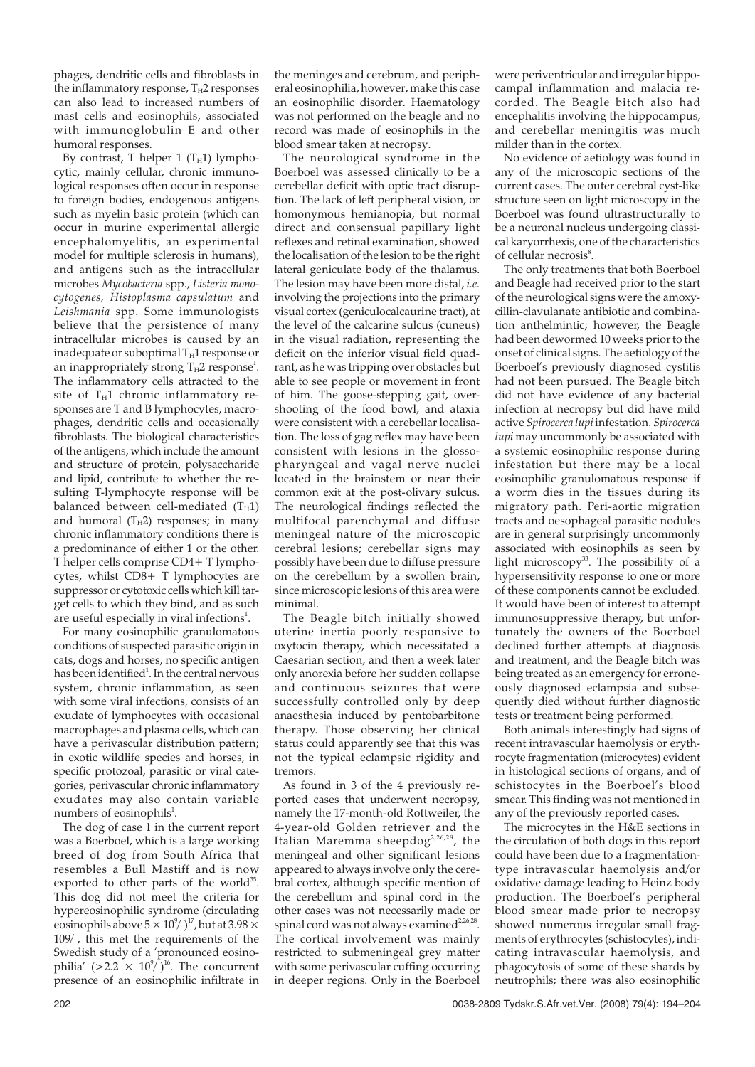phages, dendritic cells and fibroblasts in the inflammatory response, $T_H2$ responses can also lead to increased numbers of mast cells and eosinophils, associated with immunoglobulin E and other humoral responses.

By contrast, T helper 1 ($T_H1$) lymphocytic, mainly cellular, chronic immunological responses often occur in response to foreign bodies, endogenous antigens such as myelin basic protein (which can occur in murine experimental allergic encephalomyelitis, an experimental model for multiple sclerosis in humans), and antigens such as the intracellular microbes *Mycobacteria* spp., *Listeria monocytogenes, Histoplasma capsulatum* and *Leishmania* spp. Some immunologists believe that the persistence of many intracellular microbes is caused by an inadequate or suboptimal $T_H1$ response or an inappropriately strong $T_H2$ response[1]. The inflammatory cells attracted to the site of $T_H1$ chronic inflammatory responses are T and B lymphocytes, macrophages, dendritic cells and occasionally fibroblasts. The biological characteristics of the antigens, which include the amount and structure of protein, polysaccharide and lipid, contribute to whether the resulting T-lymphocyte response will be balanced between cell-mediated ($T_H1$) and humoral ($T_H2$) responses; in many chronic inflammatory conditions there is a predominance of either 1 or the other. T helper cells comprise CD4+ T lymphocytes, whilst CD8+ T lymphocytes are suppressor or cytotoxic cells which kill target cells to which they bind, and as such are useful especially in viral infections[1].

For many eosinophilic granulomatous conditions of suspected parasitic origin in cats, dogs and horses, no specific antigen has been identified[1]. In the central nervous system, chronic inflammation, as seen with some viral infections, consists of an exudate of lymphocytes with occasional macrophages and plasma cells, which can have a perivascular distribution pattern; in exotic wildlife species and horses, in specific protozoal, parasitic or viral categories, perivascular chronic inflammatory exudates may also contain variable numbers of eosinophils[1].

The dog of case 1 in the current report was a Boerboel, which is a large working breed of dog from South Africa that resembles a Bull Mastiff and is now exported to other parts of the world[35]. This dog did not meet the criteria for hypereosinophilic syndrome (circulating eosinophils above $5 \times 10^9/\ell$)[17], but at $3.98 \times 109/\ell$, this met the requirements of the Swedish study of a 'pronounced eosinophilia' ($>2.2 \times 10^9/\ell$)[16]. The concurrent presence of an eosinophilic infiltrate in the meninges and cerebrum, and peripheral eosinophilia, however, make this case an eosinophilic disorder. Haematology was not performed on the beagle and no record was made of eosinophils in the blood smear taken at necropsy.

The neurological syndrome in the Boerboel was assessed clinically to be a cerebellar deficit with optic tract disruption. The lack of left peripheral vision, or homonymous hemianopia, but normal direct and consensual papillary light reflexes and retinal examination, showed the localisation of the lesion to be the right lateral geniculate body of the thalamus. The lesion may have been more distal, *i.e.* involving the projections into the primary visual cortex (geniculocalcaurine tract), at the level of the calcarine sulcus (cuneus) in the visual radiation, representing the deficit on the inferior visual field quadrant, as he was tripping over obstacles but able to see people or movement in front of him. The goose-stepping gait, overshooting of the food bowl, and ataxia were consistent with a cerebellar localisation. The loss of gag reflex may have been consistent with lesions in the glossopharyngeal and vagal nerve nuclei located in the brainstem or near their common exit at the post-olivary sulcus. The neurological findings reflected the multifocal parenchymal and diffuse meningeal nature of the microscopic cerebral lesions; cerebellar signs may possibly have been due to diffuse pressure on the cerebellum by a swollen brain, since microscopic lesions of this area were minimal.

The Beagle bitch initially showed uterine inertia poorly responsive to oxytocin therapy, which necessitated a Caesarian section, and then a week later only anorexia before her sudden collapse and continuous seizures that were successfully controlled only by deep anaesthesia induced by pentobarbitone therapy. Those observing her clinical status could apparently see that this was not the typical eclamptic rigidity and tremors.

As found in 3 of the 4 previously reported cases that underwent necropsy, namely the 17-month-old Rottweiler, the 4-year-old Golden retriever and the Italian Maremma sheepdog[2,26,28], the meningeal and other significant lesions appeared to always involve only the cerebral cortex, although specific mention of the cerebellum and spinal cord in the other cases was not necessarily made or spinal cord was not always examined[2,26,28]. The cortical involvement was mainly restricted to submeningeal grey matter with some perivascular cuffing occurring in deeper regions. Only in the Boerboel were periventricular and irregular hippocampal inflammation and malacia recorded. The Beagle bitch also had encephalitis involving the hippocampus, and cerebellar meningitis was much milder than in the cortex.

No evidence of aetiology was found in any of the microscopic sections of the current cases. The outer cerebral cyst-like structure seen on light microscopy in the Boerboel was found ultrastructurally to be a neuronal nucleus undergoing classical karyorrhexis, one of the characteristics of cellular necrosis[8].

The only treatments that both Boerboel and Beagle had received prior to the start of the neurological signs were the amoxycillin-clavulanate antibiotic and combination anthelmintic; however, the Beagle had been dewormed 10 weeks prior to the onset of clinical signs. The aetiology of the Boerboel's previously diagnosed cystitis had not been pursued. The Beagle bitch did not have evidence of any bacterial infection at necropsy but did have mild active *Spirocerca lupi* infestation. *Spirocerca lupi* may uncommonly be associated with a systemic eosinophilic response during infestation but there may be a local eosinophilic granulomatous response if a worm dies in the tissues during its migratory path. Peri-aortic migration tracts and oesophageal parasitic nodules are in general surprisingly uncommonly associated with eosinophils as seen by light microscopy[33]. The possibility of a hypersensitivity response to one or more of these components cannot be excluded. It would have been of interest to attempt immunosuppressive therapy, but unfortunately the owners of the Boerboel declined further attempts at diagnosis and treatment, and the Beagle bitch was being treated as an emergency for erroneously diagnosed eclampsia and subsequently died without further diagnostic tests or treatment being performed.

Both animals interestingly had signs of recent intravascular haemolysis or erythrocyte fragmentation (microcytes) evident in histological sections of organs, and of schistocytes in the Boerboel's blood smear. This finding was not mentioned in any of the previously reported cases.

The microcytes in the H&E sections in the circulation of both dogs in this report could have been due to a fragmentation-type intravascular haemolysis and/or oxidative damage leading to Heinz body production. The Boerboel's peripheral blood smear made prior to necropsy showed numerous irregular small fragments of erythrocytes (schistocytes), indicating intravascular haemolysis, and phagocytosis of some of these shards by neutrophils; there was also eosinophilic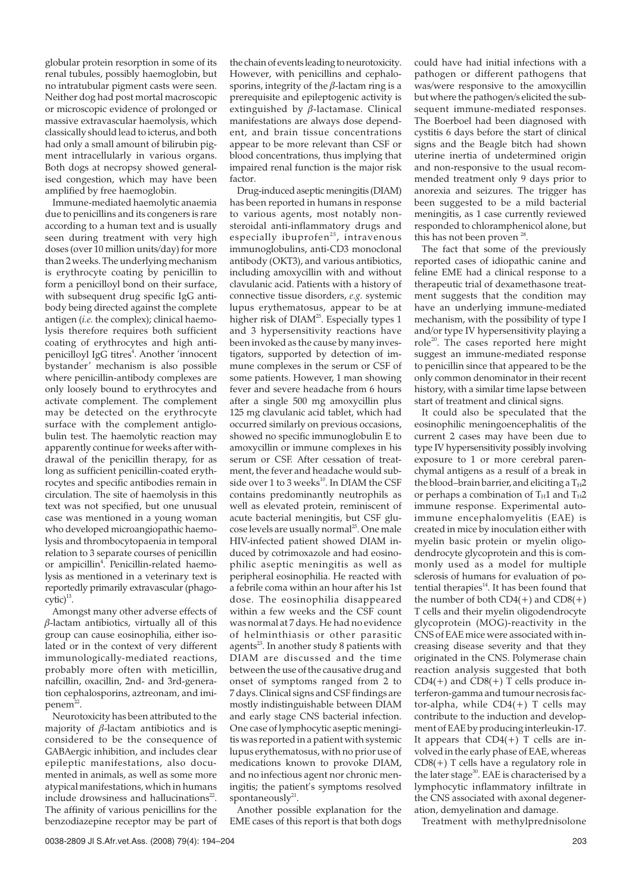globular protein resorption in some of its renal tubules, possibly haemoglobin, but no intratubular pigment casts were seen. Neither dog had post mortal macroscopic or microscopic evidence of prolonged or massive extravascular haemolysis, which classically should lead to icterus, and both had only a small amount of bilirubin pigment intracellularly in various organs. Both dogs at necropsy showed generalised congestion, which may have been amplified by free haemoglobin.

Immune-mediated haemolytic anaemia due to penicillins and its congeners is rare according to a human text and is usually seen during treatment with very high doses (over 10 million units/day) for more than 2 weeks. The underlying mechanism is erythrocyte coating by penicillin to form a penicilloyl bond on their surface, with subsequent drug specific IgG antibody being directed against the complete antigen (*i.e.* the complex); clinical haemolysis therefore requires both sufficient coating of erythrocytes and high anti-penicilloyl IgG titres[4]. Another 'innocent bystander' mechanism is also possible where penicillin-antibody complexes are only loosely bound to erythrocytes and activate complement. The complement may be detected on the erythrocyte surface with the complement antiglobulin test. The haemolytic reaction may apparently continue for weeks after withdrawal of the penicillin therapy, for as long as sufficient penicillin-coated erythrocytes and specific antibodies remain in circulation. The site of haemolysis in this text was not specified, but one unusual case was mentioned in a young woman who developed microangiopathic haemolysis and thrombocytopaenia in temporal relation to 3 separate courses of penicillin or ampicillin[4]. Penicillin-related haemolysis as mentioned in a veterinary text is reportedly primarily extravascular (phagocytic)[13].

Amongst many other adverse effects of $\beta$-lactam antibiotics, virtually all of this group can cause eosinophilia, either isolated or in the context of very different immunologically-mediated reactions, probably more often with meticillin, nafcillin, oxacillin, 2nd- and 3rd-generation cephalosporins, aztreonam, and imipenem[22].

Neurotoxicity has been attributed to the majority of $\beta$-lactam antibiotics and is considered to be the consequence of GABAergic inhibition, and includes clear epileptic manifestations, also documented in animals, as well as some more atypical manifestations, which in humans include drowsiness and hallucinations[22]. The affinity of various penicillins for the benzodiazepine receptor may be part of the chain of events leading to neurotoxicity. However, with penicillins and cephalosporins, integrity of the $\beta$-lactam ring is a prerequisite and epileptogenic activity is extinguished by $\beta$-lactamase. Clinical manifestations are always dose dependent, and brain tissue concentrations appear to be more relevant than CSF or blood concentrations, thus implying that impaired renal function is the major risk factor.

Drug-induced aseptic meningitis (DIAM) has been reported in humans in response to various agents, most notably non-steroidal anti-inflammatory drugs and especially ibuprofen[25], intravenous immunoglobulins, anti-CD3 monoclonal antibody (OKT3), and various antibiotics, including amoxycillin with and without clavulanic acid. Patients with a history of connective tissue disorders, *e.g.* systemic lupus erythematosus, appear to be at higher risk of DIAM[25]. Especially types 1 and 3 hypersensitivity reactions have been invoked as the cause by many investigators, supported by detection of immune complexes in the serum or CSF of some patients. However, 1 man showing fever and severe headache from 6 hours after a single 500 mg amoxycillin plus 125 mg clavulanic acid tablet, which had occurred similarly on previous occasions, showed no specific immunoglobulin E to amoxycillin or immune complexes in his serum or CSF. After cessation of treatment, the fever and headache would subside over 1 to 3 weeks[10]. In DIAM the CSF contains predominantly neutrophils as well as elevated protein, reminiscent of acute bacterial meningitis, but CSF glucose levels are usually normal[25]. One male HIV-infected patient showed DIAM induced by cotrimoxazole and had eosinophilic aseptic meningitis as well as peripheral eosinophilia. He reacted with a febrile coma within an hour after his 1st dose. The eosinophilia disappeared within a few weeks and the CSF count was normal at 7 days. He had no evidence of helminthiasis or other parasitic agents[23]. In another study 8 patients with DIAM are discussed and the time between the use of the causative drug and onset of symptoms ranged from 2 to 7 days. Clinical signs and CSF findings are mostly indistinguishable between DIAM and early stage CNS bacterial infection. One case of lymphocytic aseptic meningitis was reported in a patient with systemic lupus erythematosus, with no prior use of medications known to provoke DIAM, and no infectious agent nor chronic meningitis; the patient's symptoms resolved spontaneously[21].

Another possible explanation for the EME cases of this report is that both dogs could have had initial infections with a pathogen or different pathogens that was/were responsive to the amoxycillin but where the pathogen/s elicited the subsequent immune-mediated responses. The Boerboel had been diagnosed with cystitis 6 days before the start of clinical signs and the Beagle bitch had shown uterine inertia of undetermined origin and non-responsive to the usual recommended treatment only 9 days prior to anorexia and seizures. The trigger has been suggested to be a mild bacterial meningitis, as 1 case currently reviewed responded to chloramphenicol alone, but this has not been proven[28].

The fact that some of the previously reported cases of idiopathic canine and feline EME had a clinical response to a therapeutic trial of dexamethasone treatment suggests that the condition may have an underlying immune-mediated mechanism, with the possibility of type I and/or type IV hypersensitivity playing a role[20]. The cases reported here might suggest an immune-mediated response to penicillin since that appeared to be the only common denominator in their recent history, with a similar time lapse between start of treatment and clinical signs.

It could also be speculated that the eosinophilic meningoencephalitis of the current 2 cases may have been due to type IV hypersensitivity possibly involving exposure to 1 or more cerebral parenchymal antigens as a result of a break in the blood–brain barrier, and eliciting a $T_H2$ or perhaps a combination of $T_H1$ and $T_H2$ immune response. Experimental autoimmune encephalomyelitis (EAE) is created in mice by inoculation either with myelin basic protein or myelin oligodendrocyte glycoprotein and this is commonly used as a model for multiple sclerosis of humans for evaluation of potential therapies[14]. It has been found that the number of both CD4(+) and CD8(+) T cells and their myelin oligodendrocyte glycoprotein (MOG)-reactivity in the CNS of EAE mice were associated with increasing disease severity and that they originated in the CNS. Polymerase chain reaction analysis suggested that both CD4(+) and CD8(+) T cells produce interferon-gamma and tumour necrosis factor-alpha, while CD4(+) T cells may contribute to the induction and development of EAE by producing interleukin-17. It appears that CD4(+) T cells are involved in the early phase of EAE, whereas CD8(+) T cells have a regulatory role in the later stage[30]. EAE is characterised by a lymphocytic inflammatory infiltrate in the CNS associated with axonal degeneration, demyelination and damage.

Treatment with methylprednisolone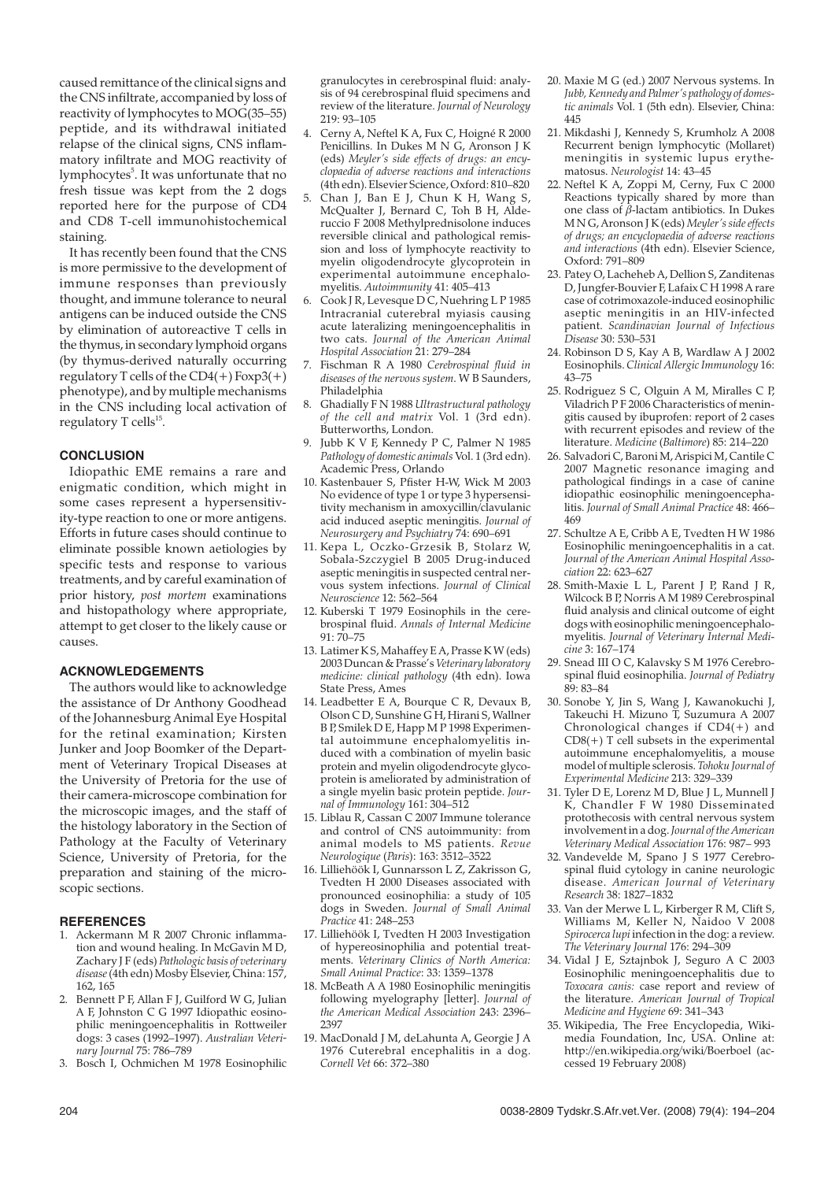caused remittance of the clinical signs and the CNS infiltrate, accompanied by loss of reactivity of lymphocytes to MOG(35–55) peptide, and its withdrawal initiated relapse of the clinical signs, CNS inflammatory infiltrate and MOG reactivity of lymphocytes[5]. It was unfortunate that no fresh tissue was kept from the 2 dogs reported here for the purpose of CD4 and CD8 T-cell immunohistochemical staining.

It has recently been found that the CNS is more permissive to the development of immune responses than previously thought, and immune tolerance to neural antigens can be induced outside the CNS by elimination of autoreactive T cells in the thymus, in secondary lymphoid organs (by thymus-derived naturally occurring regulatory T cells of the CD4(+) Foxp3(+) phenotype), and by multiple mechanisms in the CNS including local activation of regulatory T cells[15].

## CONCLUSION

Idiopathic EME remains a rare and enigmatic condition, which might in some cases represent a hypersensitivity-type reaction to one or more antigens. Efforts in future cases should continue to eliminate possible known aetiologies by specific tests and response to various treatments, and by careful examination of prior history, *post mortem* examinations and histopathology where appropriate, attempt to get closer to the likely cause or causes.

## ACKNOWLEDGEMENTS

The authors would like to acknowledge the assistance of Dr Anthony Goodhead of the Johannesburg Animal Eye Hospital for the retinal examination; Kirsten Junker and Joop Boomker of the Department of Veterinary Tropical Diseases at the University of Pretoria for the use of their camera-microscope combination for the microscopic images, and the staff of the histology laboratory in the Section of Pathology at the Faculty of Veterinary Science, University of Pretoria, for the preparation and staining of the microscopic sections.

## REFERENCES

1. Ackermann M R 2007 Chronic inflammation and wound healing. In McGavin M D, Zachary J F (eds) *Pathologic basis of veterinary disease* (4th edn) Mosby Elsevier, China: 157, 162, 165
2. Bennett P F, Allan F J, Guilford W G, Julian A F, Johnston C G 1997 Idiopathic eosinophilic meningoencephalitis in Rottweiler dogs: 3 cases (1992–1997). *Australian Veterinary Journal* 75: 786–789
3. Bosch I, Ochmichen M 1978 Eosinophilic granulocytes in cerebrospinal fluid: analysis of 94 cerebrospinal fluid specimens and review of the literature. *Journal of Neurology* 219: 93–105
4. Cerny A, Neftel K A, Fux C, Hoigné R 2000 Penicillins. In Dukes M N G, Aronson J K (eds) *Meyler's side effects of drugs: an encyclopaedia of adverse reactions and interactions* (4th edn). Elsevier Science, Oxford: 810–820
5. Chan J, Ban E J, Chun K H, Wang S, McQualter J, Bernard C, Toh B H, Alderuccio F 2008 Methylprednisolone induces reversible clinical and pathological remission and loss of lymphocyte reactivity to myelin oligodendrocyte glycoprotein in experimental autoimmune encephalomyelitis. *Autoimmunity* 41: 405–413
6. Cook J R, Levesque D C, Nuehring L P 1985 Intracranial cuterebral myiasis causing acute lateralizing meningoencephalitis in two cats. *Journal of the American Animal Hospital Association* 21: 279–284
7. Fischman R A 1980 *Cerebrospinal fluid in diseases of the nervous system*. W B Saunders, Philadelphia
8. Ghadially F N 1988 *Ultrastructural pathology of the cell and matrix* Vol. 1 (3rd edn). Butterworths, London.
9. Jubb K V F, Kennedy P C, Palmer N 1985 *Pathology of domestic animals* Vol. 1 (3rd edn). Academic Press, Orlando
10. Kastenbauer S, Pfister H-W, Wick M 2003 No evidence of type 1 or type 3 hypersensitivity mechanism in amoxycillin/clavulanic acid induced aseptic meningitis. *Journal of Neurosurgery and Psychiatry* 74: 690–691
11. Kepa L, Oczko-Grzesik B, Stolarz W, Sobala-Szczygiel B 2005 Drug-induced aseptic meningitis in suspected central nervous system infections. *Journal of Clinical Neuroscience* 12: 562–564
12. Kuberski T 1979 Eosinophils in the cerebrospinal fluid. *Annals of Internal Medicine* 91: 70–75
13. Latimer K S, Mahaffey E A, Prasse K W (eds) 2003 Duncan & Prasse's *Veterinary laboratory medicine: clinical pathology* (4th edn). Iowa State Press, Ames
14. Leadbetter E A, Bourque C R, Devaux B, Olson C D, Sunshine G H, Hirani S, Wallner B P, Smilek D E, Happ M P 1998 Experimental autoimmune encephalomyelitis induced with a combination of myelin basic protein and myelin oligodendrocyte glycoprotein is ameliorated by administration of a single myelin basic protein peptide. *Journal of Immunology* 161: 304–512
15. Liblau R, Cassan C 2007 Immune tolerance and control of CNS autoimmunity: from animal models to MS patients. *Revue Neurologique (Paris)*: 163: 3512–3522
16. Lilliehöök I, Gunnarsson L Z, Zakrisson G, Tvedten H 2000 Diseases associated with pronounced eosinophilia: a study of 105 dogs in Sweden. *Journal of Small Animal Practice* 41: 248–253
17. Lilliehöök I, Tvedten H 2003 Investigation of hypereosinophilia and potential treatments. *Veterinary Clinics of North America: Small Animal Practice*: 33: 1359–1378
18. McBeath A A 1980 Eosinophilic meningitis following myelography [letter]. *Journal of the American Medical Association* 243: 2396–2397
19. MacDonald J M, deLahunta A, Georgie J A 1976 Cuterebral encephalitis in a dog. *Cornell Vet* 66: 372–380
20. Maxie M G (ed.) 2007 Nervous systems. In *Jubb, Kennedy and Palmer's pathology of domestic animals* Vol. 1 (5th edn). Elsevier, China: 445
21. Mikdashi J, Kennedy S, Krumholz A 2008 Recurrent benign lymphocytic (Mollaret) meningitis in systemic lupus erythematosus. *Neurologist* 14: 43–45
22. Neftel K A, Zoppi M, Cerny, Fux C 2000 Reactions typically shared by more than one class of $\beta$-lactam antibiotics. In Dukes M N G, Aronson J K (eds) *Meyler's side effects of drugs; an encyclopaedia of adverse reactions and interactions* (4th edn). Elsevier Science, Oxford: 791–809
23. Patey O, Lacheheb A, Dellion S, Zanditenas D, Jungfer-Bouvier F, Lafaix C H 1998 A rare case of cotrimoxazole-induced eosinophilic aseptic meningitis in an HIV-infected patient. *Scandinavian Journal of Infectious Disease* 30: 530–531
24. Robinson D S, Kay A B, Wardlaw A J 2002 Eosinophils. *Clinical Allergic Immunology* 16: 43–75
25. Rodriguez S C, Olguin A M, Miralles C P, Viladrich P F 2006 Characteristics of meningitis caused by ibuprofen: report of 2 cases with recurrent episodes and review of the literature. *Medicine (Baltimore)* 85: 214–220
26. Salvadori C, Baroni M, Arispici M, Cantile C 2007 Magnetic resonance imaging and pathological findings in a case of canine idiopathic eosinophilic meningoencephalitis. *Journal of Small Animal Practice* 48: 466–469
27. Schultze A E, Cribb A E, Tvedten H W 1986 Eosinophilic meningoencephalitis in a cat. *Journal of the American Animal Hospital Association* 22: 623–627
28. Smith-Maxie L L, Parent J P, Rand J R, Wilcock B P, Norris A M 1989 Cerebrospinal fluid analysis and clinical outcome of eight dogs with eosinophilic meningoencephalomyelitis. *Journal of Veterinary Internal Medicine* 3: 167–174
29. Snead III O C, Kalavsky S M 1976 Cerebrospinal fluid eosinophilia. *Journal of Pediatry* 89: 83–84
30. Sonobe Y, Jin S, Wang J, Kawanokuchi J, Takeuchi H. Mizuno T, Suzumura A 2007 Chronological changes if CD4(+) and CD8(+) T cell subsets in the experimental autoimmune encephalomyelitis, a mouse model of multiple sclerosis. *Tohoku Journal of Experimental Medicine* 213: 329–339
31. Tyler D E, Lorenz M D, Blue J L, Munnell J K, Chandler F W 1980 Disseminated protothecosis with central nervous system involvement in a dog. *Journal of the American Veterinary Medical Association* 176: 987– 993
32. Vandevelde M, Spano J S 1977 Cerebrospinal fluid cytology in canine neurologic disease. *American Journal of Veterinary Research* 38: 1827–1832
33. Van der Merwe L L, Kirberger R M, Clift S, Williams M, Keller N, Naidoo V 2008 *Spirocerca lupi* infection in the dog: a review. *The Veterinary Journal* 176: 294–309
34. Vidal J E, Sztajnbok J, Seguro A C 2003 Eosinophilic meningoencephalitis due to *Toxocara canis:* case report and review of the literature. *American Journal of Tropical Medicine and Hygiene* 69: 341–343
35. Wikipedia, The Free Encyclopedia, Wikimedia Foundation, Inc, USA. Online at: http://en.wikipedia.org/wiki/Boerboel (accessed 19 February 2008)